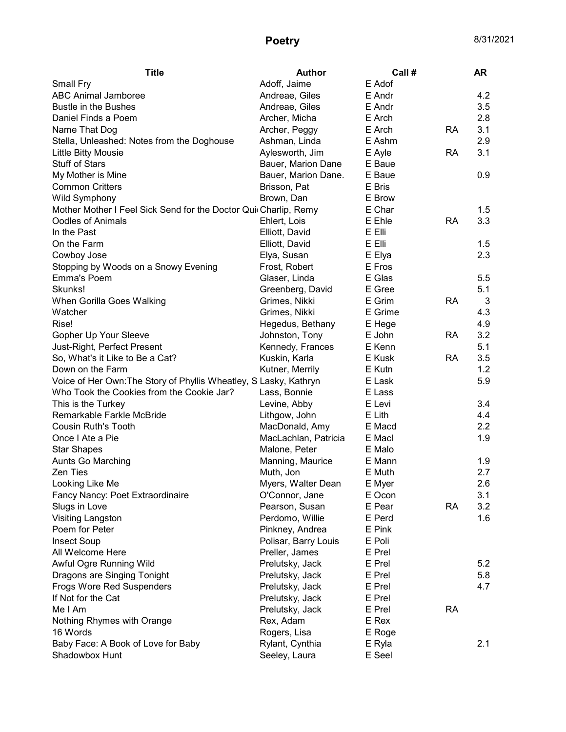# Poetry

8/31/2021

| Title | Author | Call # | | AR |
|---|---|---|---|---|
| Small Fry | Adoff, Jaime | E Adof | | |
| ABC Animal Jamboree | Andreae, Giles | E Andr | | 4.2 |
| Bustle in the Bushes | Andreae, Giles | E Andr | | 3.5 |
| Daniel Finds a Poem | Archer, Micha | E Arch | | 2.8 |
| Name That Dog | Archer, Peggy | E Arch | RA | 3.1 |
| Stella, Unleashed: Notes from the Doghouse | Ashman, Linda | E Ashm | | 2.9 |
| Little Bitty Mousie | Aylesworth, Jim | E Ayle | RA | 3.1 |
| Stuff of Stars | Bauer, Marion Dane | E Baue | | |
| My Mother is Mine | Bauer, Marion Dane. | E Baue | | 0.9 |
| Common Critters | Brisson, Pat | E Bris | | |
| Wild Symphony | Brown, Dan | E Brow | | |
| Mother Mother I Feel Sick Send for the Doctor Qui | Charlip, Remy | E Char | | 1.5 |
| Oodles of Animals | Ehlert, Lois | E Ehle | RA | 3.3 |
| In the Past | Elliott, David | E Elli | | |
| On the Farm | Elliott, David | E Elli | | 1.5 |
| Cowboy Jose | Elya, Susan | E Elya | | 2.3 |
| Stopping by Woods on a Snowy Evening | Frost, Robert | E Fros | | |
| Emma's Poem | Glaser, Linda | E Glas | | 5.5 |
| Skunks! | Greenberg, David | E Gree | | 5.1 |
| When Gorilla Goes Walking | Grimes, Nikki | E Grim | RA | 3 |
| Watcher | Grimes, Nikki | E Grime | | 4.3 |
| Rise! | Hegedus, Bethany | E Hege | | 4.9 |
| Gopher Up Your Sleeve | Johnston, Tony | E John | RA | 3.2 |
| Just-Right, Perfect Present | Kennedy, Frances | E Kenn | | 5.1 |
| So, What's it Like to Be a Cat? | Kuskin, Karla | E Kusk | RA | 3.5 |
| Down on the Farm | Kutner, Merrily | E Kutn | | 1.2 |
| Voice of Her Own:The Story of Phyllis Wheatley, S | Lasky, Kathryn | E Lask | | 5.9 |
| Who Took the Cookies from the Cookie Jar? | Lass, Bonnie | E Lass | | |
| This is the Turkey | Levine, Abby | E Levi | | 3.4 |
| Remarkable Farkle McBride | Lithgow, John | E Lith | | 4.4 |
| Cousin Ruth's Tooth | MacDonald, Amy | E Macd | | 2.2 |
| Once I Ate a Pie | MacLachlan, Patricia | E Macl | | 1.9 |
| Star Shapes | Malone, Peter | E Malo | | |
| Aunts Go Marching | Manning, Maurice | E Mann | | 1.9 |
| Zen Ties | Muth, Jon | E Muth | | 2.7 |
| Looking Like Me | Myers, Walter Dean | E Myer | | 2.6 |
| Fancy Nancy: Poet Extraordinaire | O'Connor, Jane | E Ocon | | 3.1 |
| Slugs in Love | Pearson, Susan | E Pear | RA | 3.2 |
| Visiting Langston | Perdomo, Willie | E Perd | | 1.6 |
| Poem for Peter | Pinkney, Andrea | E Pink | | |
| Insect Soup | Polisar, Barry Louis | E Poli | | |
| All Welcome Here | Preller, James | E Prel | | |
| Awful Ogre Running Wild | Prelutsky, Jack | E Prel | | 5.2 |
| Dragons are Singing Tonight | Prelutsky, Jack | E Prel | | 5.8 |
| Frogs Wore Red Suspenders | Prelutsky, Jack | E Prel | | 4.7 |
| If Not for the Cat | Prelutsky, Jack | E Prel | | |
| Me I Am | Prelutsky, Jack | E Prel | RA | |
| Nothing Rhymes with Orange | Rex, Adam | E Rex | | |
| 16 Words | Rogers, Lisa | E Roge | | |
| Baby Face: A Book of Love for Baby | Rylant, Cynthia | E Ryla | | 2.1 |
| Shadowbox Hunt | Seeley, Laura | E Seel | | |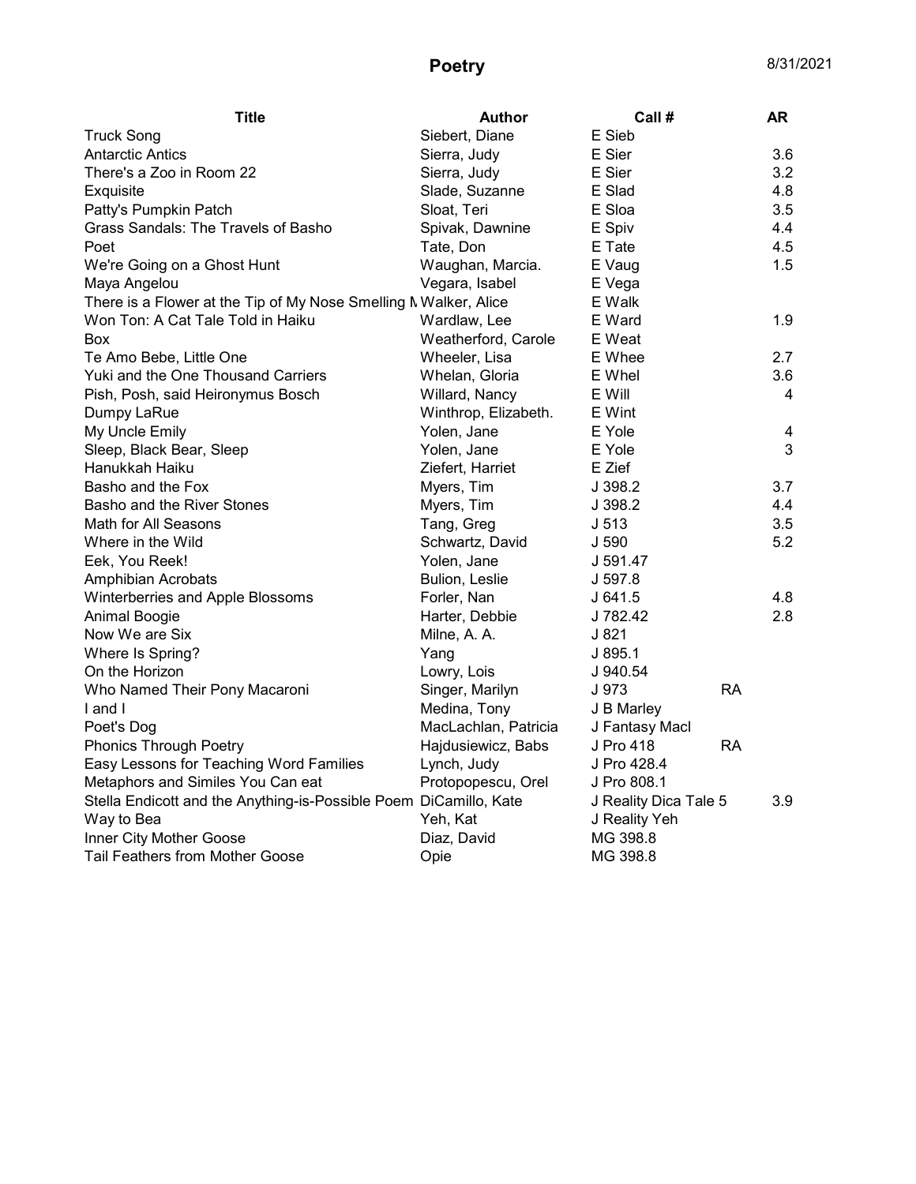# Poetry

| Title | Author | Call # | | AR |
|---|---|---|---|---|
| Truck Song | Siebert, Diane | E Sieb | | |
| Antarctic Antics | Sierra, Judy | E Sier | | 3.6 |
| There's a Zoo in Room 22 | Sierra, Judy | E Sier | | 3.2 |
| Exquisite | Slade, Suzanne | E Slad | | 4.8 |
| Patty's Pumpkin Patch | Sloat, Teri | E Sloa | | 3.5 |
| Grass Sandals: The Travels of Basho | Spivak, Dawnine | E Spiv | | 4.4 |
| Poet | Tate, Don | E Tate | | 4.5 |
| We're Going on a Ghost Hunt | Waughan, Marcia. | E Vaug | | 1.5 |
| Maya Angelou | Vegara, Isabel | E Vega | | |
| There is a Flower at the Tip of My Nose Smelling M | Walker, Alice | E Walk | | |
| Won Ton: A Cat Tale Told in Haiku | Wardlaw, Lee | E Ward | | 1.9 |
| Box | Weatherford, Carole | E Weat | | |
| Te Amo Bebe, Little One | Wheeler, Lisa | E Whee | | 2.7 |
| Yuki and the One Thousand Carriers | Whelan, Gloria | E Whel | | 3.6 |
| Pish, Posh, said Heironymus Bosch | Willard, Nancy | E Will | | 4 |
| Dumpy LaRue | Winthrop, Elizabeth. | E Wint | | |
| My Uncle Emily | Yolen, Jane | E Yole | | 4 |
| Sleep, Black Bear, Sleep | Yolen, Jane | E Yole | | 3 |
| Hanukkah Haiku | Ziefert, Harriet | E Zief | | |
| Basho and the Fox | Myers, Tim | J 398.2 | | 3.7 |
| Basho and the River Stones | Myers, Tim | J 398.2 | | 4.4 |
| Math for All Seasons | Tang, Greg | J 513 | | 3.5 |
| Where in the Wild | Schwartz, David | J 590 | | 5.2 |
| Eek, You Reek! | Yolen, Jane | J 591.47 | | |
| Amphibian Acrobats | Bulion, Leslie | J 597.8 | | |
| Winterberries and Apple Blossoms | Forler, Nan | J 641.5 | | 4.8 |
| Animal Boogie | Harter, Debbie | J 782.42 | | 2.8 |
| Now We are Six | Milne, A. A. | J 821 | | |
| Where Is Spring? | Yang | J 895.1 | | |
| On the Horizon | Lowry, Lois | J 940.54 | | |
| Who Named Their Pony Macaroni | Singer, Marilyn | J 973 | RA | |
| I and I | Medina, Tony | J B Marley | | |
| Poet's Dog | MacLachlan, Patricia | J Fantasy Macl | | |
| Phonics Through Poetry | Hajdusiewicz, Babs | J Pro 418 | RA | |
| Easy Lessons for Teaching Word Families | Lynch, Judy | J Pro 428.4 | | |
| Metaphors and Similes You Can eat | Protopopescu, Orel | J Pro 808.1 | | |
| Stella Endicott and the Anything-is-Possible Poem | DiCamillo, Kate | J Reality Dica Tale 5 | | 3.9 |
| Way to Bea | Yeh, Kat | J Reality Yeh | | |
| Inner City Mother Goose | Diaz, David | MG 398.8 | | |
| Tail Feathers from Mother Goose | Opie | MG 398.8 | | |